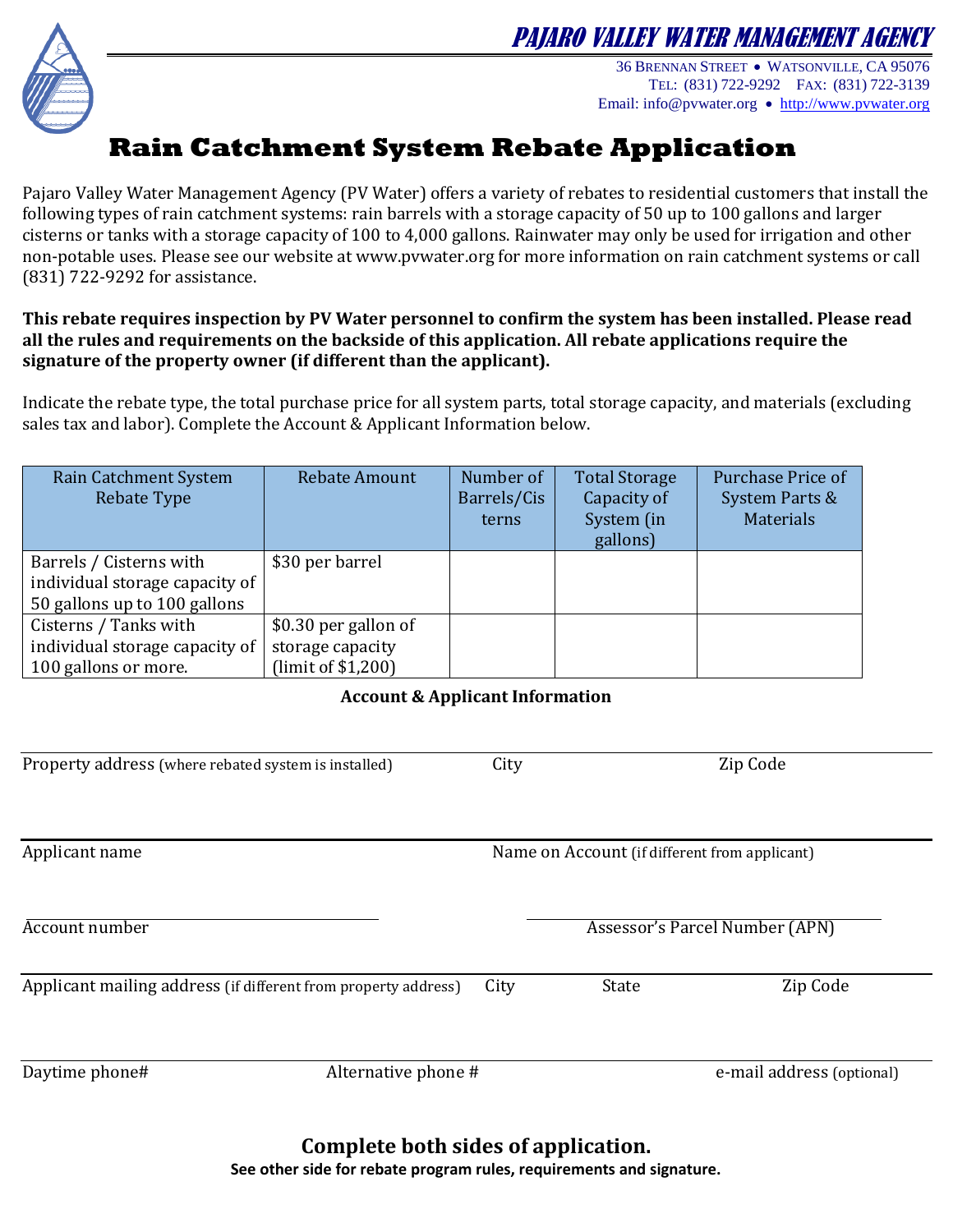# PAJARO VALLEY WATER MANAGEMENT AGENCY

36 Brennan Street • Watsonville, CA 95076
Tel: (831) 722-9292 Fax: (831) 722-3139
Email: info@pvwater.org • http://www.pvwater.org

## Rain Catchment System Rebate Application

Pajaro Valley Water Management Agency (PV Water) offers a variety of rebates to residential customers that install the following types of rain catchment systems: rain barrels with a storage capacity of 50 up to 100 gallons and larger cisterns or tanks with a storage capacity of 100 to 4,000 gallons. Rainwater may only be used for irrigation and other non-potable uses. Please see our website at www.pvwater.org for more information on rain catchment systems or call (831) 722-9292 for assistance.

**This rebate requires inspection by PV Water personnel to confirm the system has been installed. Please read all the rules and requirements on the backside of this application. All rebate applications require the signature of the property owner (if different than the applicant).**

Indicate the rebate type, the total purchase price for all system parts, total storage capacity, and materials (excluding sales tax and labor). Complete the Account & Applicant Information below.

| Rain Catchment System Rebate Type | Rebate Amount | Number of Barrels/Cisterns | Total Storage Capacity of System (in gallons) | Purchase Price of System Parts & Materials |
|---|---|---|---|---|
| Barrels / Cisterns with individual storage capacity of 50 gallons up to 100 gallons | $30 per barrel | | | |
| Cisterns / Tanks with individual storage capacity of 100 gallons or more. | $0.30 per gallon of storage capacity (limit of $1,200) | | | |

**Account & Applicant Information**

Property address (where rebated system is installed) | City | Zip Code

Applicant name | Name on Account (if different from applicant)

Account number | Assessor's Parcel Number (APN)

Applicant mailing address (if different from property address) | City | State | Zip Code

Daytime phone# | Alternative phone # | e-mail address (optional)

**Complete both sides of application.**

**See other side for rebate program rules, requirements and signature.**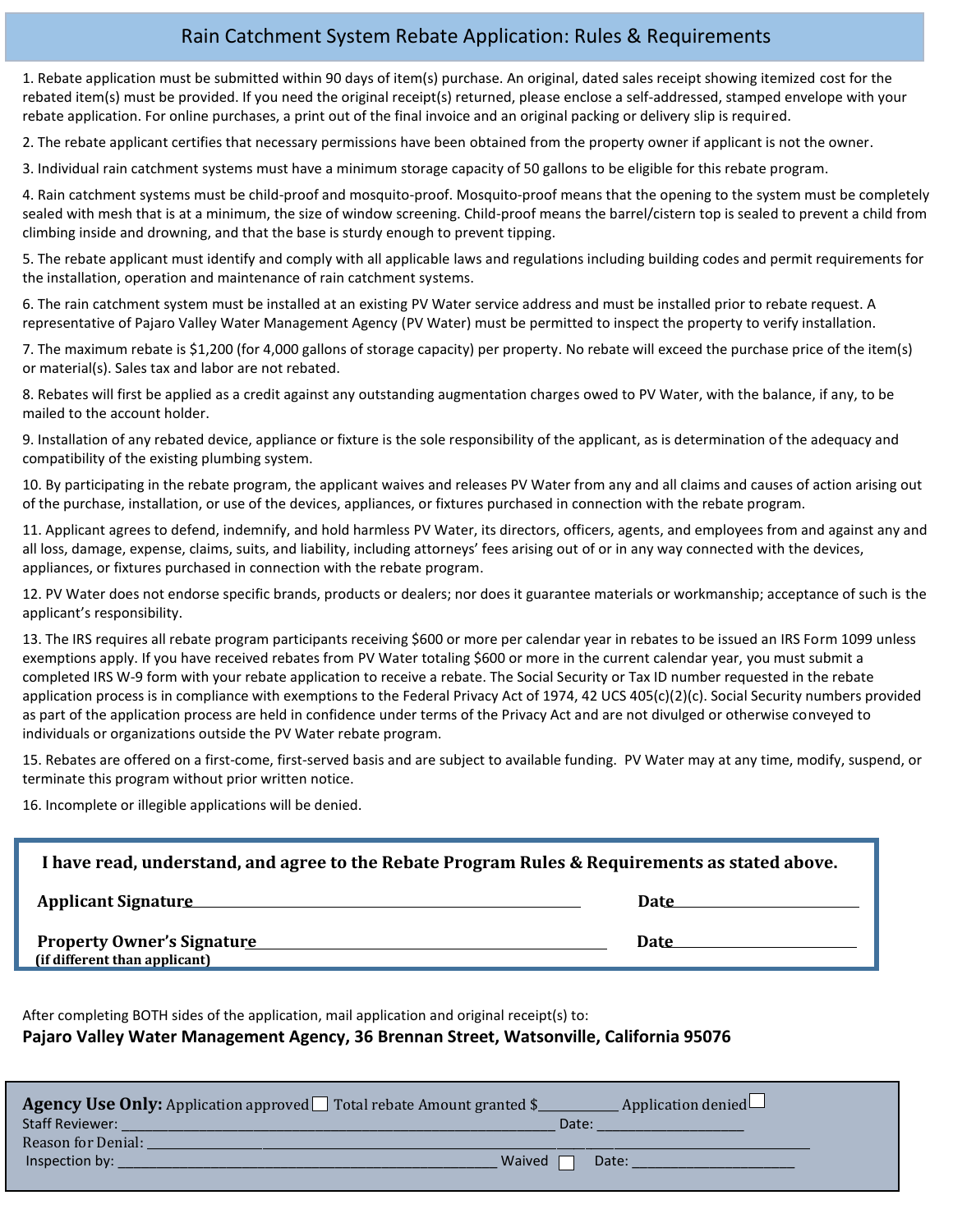# Rain Catchment System Rebate Application: Rules & Requirements

1. Rebate application must be submitted within 90 days of item(s) purchase. An original, dated sales receipt showing itemized cost for the rebated item(s) must be provided. If you need the original receipt(s) returned, please enclose a self-addressed, stamped envelope with your rebate application. For online purchases, a print out of the final invoice and an original packing or delivery slip is required.

2. The rebate applicant certifies that necessary permissions have been obtained from the property owner if applicant is not the owner.

3. Individual rain catchment systems must have a minimum storage capacity of 50 gallons to be eligible for this rebate program.

4. Rain catchment systems must be child-proof and mosquito-proof. Mosquito-proof means that the opening to the system must be completely sealed with mesh that is at a minimum, the size of window screening. Child-proof means the barrel/cistern top is sealed to prevent a child from climbing inside and drowning, and that the base is sturdy enough to prevent tipping.

5. The rebate applicant must identify and comply with all applicable laws and regulations including building codes and permit requirements for the installation, operation and maintenance of rain catchment systems.

6. The rain catchment system must be installed at an existing PV Water service address and must be installed prior to rebate request. A representative of Pajaro Valley Water Management Agency (PV Water) must be permitted to inspect the property to verify installation.

7. The maximum rebate is $1,200 (for 4,000 gallons of storage capacity) per property. No rebate will exceed the purchase price of the item(s) or material(s). Sales tax and labor are not rebated.

8. Rebates will first be applied as a credit against any outstanding augmentation charges owed to PV Water, with the balance, if any, to be mailed to the account holder.

9. Installation of any rebated device, appliance or fixture is the sole responsibility of the applicant, as is determination of the adequacy and compatibility of the existing plumbing system.

10. By participating in the rebate program, the applicant waives and releases PV Water from any and all claims and causes of action arising out of the purchase, installation, or use of the devices, appliances, or fixtures purchased in connection with the rebate program.

11. Applicant agrees to defend, indemnify, and hold harmless PV Water, its directors, officers, agents, and employees from and against any and all loss, damage, expense, claims, suits, and liability, including attorneys' fees arising out of or in any way connected with the devices, appliances, or fixtures purchased in connection with the rebate program.

12. PV Water does not endorse specific brands, products or dealers; nor does it guarantee materials or workmanship; acceptance of such is the applicant's responsibility.

13. The IRS requires all rebate program participants receiving $600 or more per calendar year in rebates to be issued an IRS Form 1099 unless exemptions apply. If you have received rebates from PV Water totaling $600 or more in the current calendar year, you must submit a completed IRS W-9 form with your rebate application to receive a rebate. The Social Security or Tax ID number requested in the rebate application process is in compliance with exemptions to the Federal Privacy Act of 1974, 42 UCS 405(c)(2)(c). Social Security numbers provided as part of the application process are held in confidence under terms of the Privacy Act and are not divulged or otherwise conveyed to individuals or organizations outside the PV Water rebate program.

15. Rebates are offered on a first-come, first-served basis and are subject to available funding. PV Water may at any time, modify, suspend, or terminate this program without prior written notice.

16. Incomplete or illegible applications will be denied.

**I have read, understand, and agree to the Rebate Program Rules & Requirements as stated above.**

**Applicant Signature** ______________________________ **Date** ______________

**Property Owner's Signature** ______________________________ **Date** ______________
**(if different than applicant)**

After completing BOTH sides of the application, mail application and original receipt(s) to:
**Pajaro Valley Water Management Agency, 36 Brennan Street, Watsonville, California 95076**

**Agency Use Only:** Application approved ☐ Total rebate Amount granted $__________ Application denied ☐
Staff Reviewer: ______________________________ Date: ______________
Reason for Denial: ______________________________
Inspection by: ______________________________ Waived ☐ Date: ______________